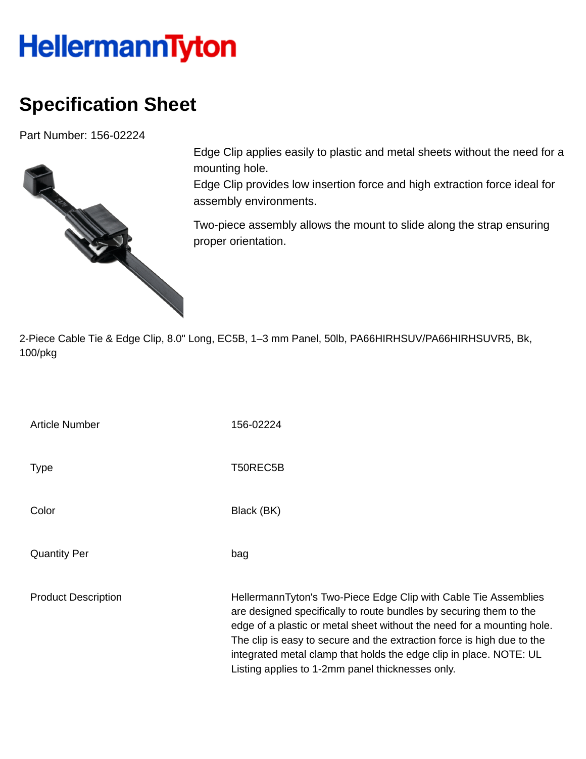HellermannTyton

# Specification Sheet

Part Number: 156-02224

Edge Clip applies easily to plastic and metal sheets without the need for a mounting hole.
Edge Clip provides low insertion force and high extraction force ideal for assembly environments.

Two-piece assembly allows the mount to slide along the strap ensuring proper orientation.

2-Piece Cable Tie & Edge Clip, 8.0" Long, EC5B, 1–3 mm Panel, 50lb, PA66HIRHSUV/PA66HIRHSUVR5, Bk, 100/pkg

| | |
|---|---|
| Article Number | 156-02224 |
| Type | T50REC5B |
| Color | Black (BK) |
| Quantity Per | bag |
| Product Description | HellermannTyton's Two-Piece Edge Clip with Cable Tie Assemblies are designed specifically to route bundles by securing them to the edge of a plastic or metal sheet without the need for a mounting hole. The clip is easy to secure and the extraction force is high due to the integrated metal clamp that holds the edge clip in place. NOTE: UL Listing applies to 1-2mm panel thicknesses only. |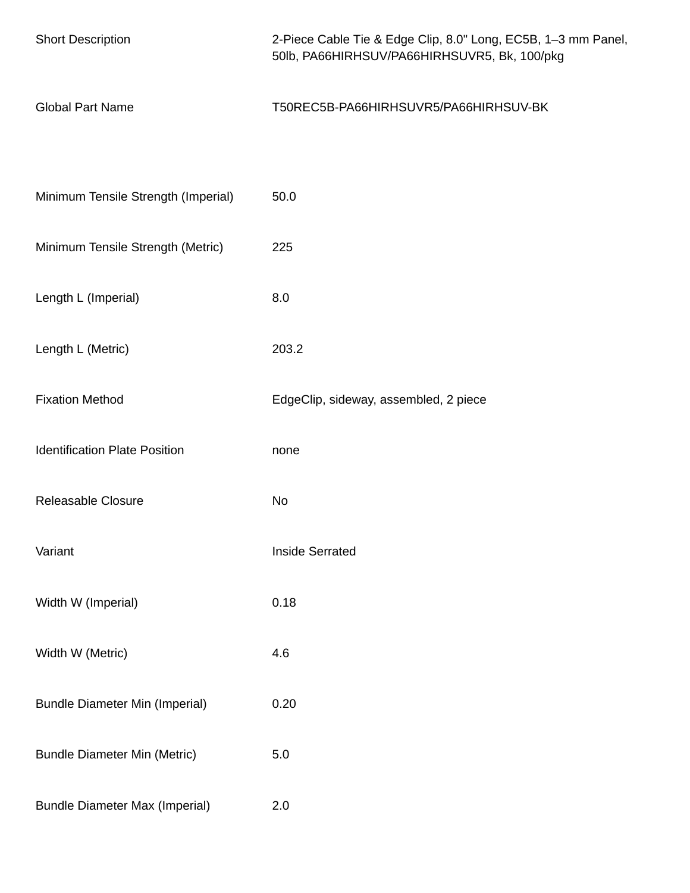| | |
|---|---|
| Short Description | 2-Piece Cable Tie & Edge Clip, 8.0" Long, EC5B, 1–3 mm Panel, 50lb, PA66HIRHSUV/PA66HIRHSUVR5, Bk, 100/pkg |
| Global Part Name | T50REC5B-PA66HIRHSUVR5/PA66HIRHSUV-BK |
| Minimum Tensile Strength (Imperial) | 50.0 |
| Minimum Tensile Strength (Metric) | 225 |
| Length L (Imperial) | 8.0 |
| Length L (Metric) | 203.2 |
| Fixation Method | EdgeClip, sideway, assembled, 2 piece |
| Identification Plate Position | none |
| Releasable Closure | No |
| Variant | Inside Serrated |
| Width W (Imperial) | 0.18 |
| Width W (Metric) | 4.6 |
| Bundle Diameter Min (Imperial) | 0.20 |
| Bundle Diameter Min (Metric) | 5.0 |
| Bundle Diameter Max (Imperial) | 2.0 |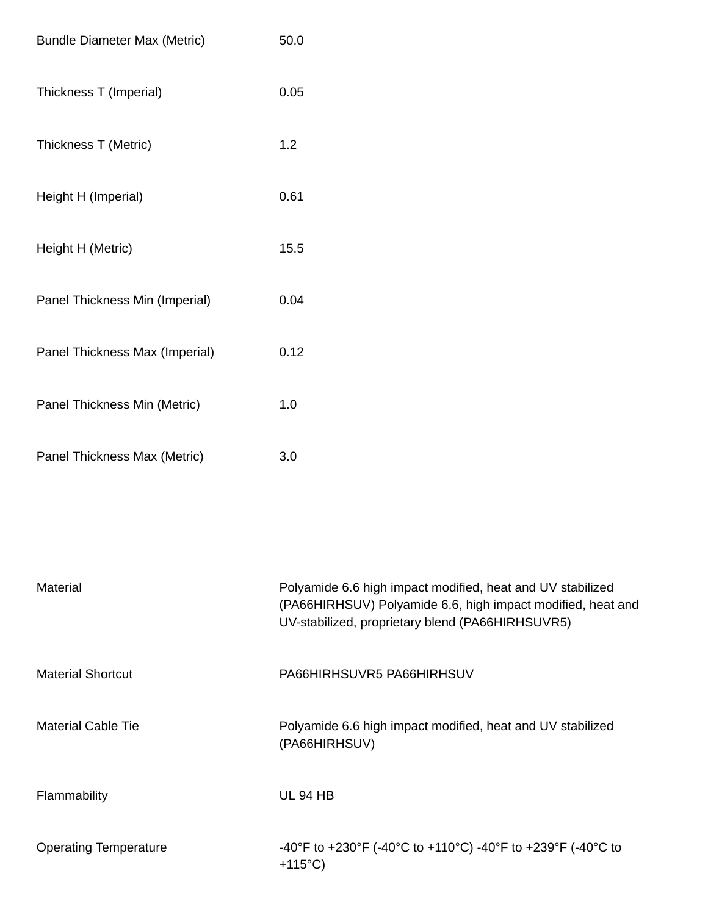| | |
|---|---|
| Bundle Diameter Max (Metric) | 50.0 |
| Thickness T (Imperial) | 0.05 |
| Thickness T (Metric) | 1.2 |
| Height H (Imperial) | 0.61 |
| Height H (Metric) | 15.5 |
| Panel Thickness Min (Imperial) | 0.04 |
| Panel Thickness Max (Imperial) | 0.12 |
| Panel Thickness Min (Metric) | 1.0 |
| Panel Thickness Max (Metric) | 3.0 |

| | |
|---|---|
| Material | Polyamide 6.6 high impact modified, heat and UV stabilized (PA66HIRHSUV) Polyamide 6.6, high impact modified, heat and UV-stabilized, proprietary blend (PA66HIRHSUVR5) |
| Material Shortcut | PA66HIRHSUVR5 PA66HIRHSUV |
| Material Cable Tie | Polyamide 6.6 high impact modified, heat and UV stabilized (PA66HIRHSUV) |
| Flammability | UL 94 HB |
| Operating Temperature | -40°F to +230°F (-40°C to +110°C) -40°F to +239°F (-40°C to +115°C) |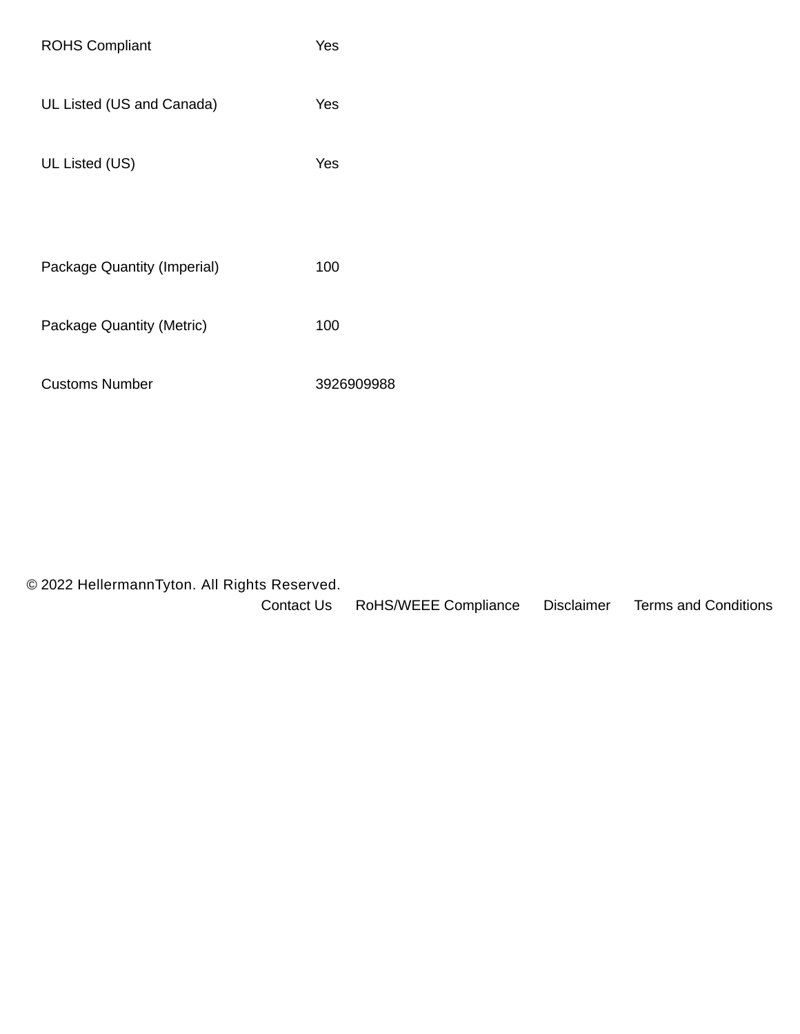| | |
|---|---|
| ROHS Compliant | Yes |
| UL Listed (US and Canada) | Yes |
| UL Listed (US) | Yes |

| | |
|---|---|
| Package Quantity (Imperial) | 100 |
| Package Quantity (Metric) | 100 |
| Customs Number | 3926909988 |

© 2022 HellermannTyton. All Rights Reserved.

Contact Us    RoHS/WEEE Compliance    Disclaimer    Terms and Conditions